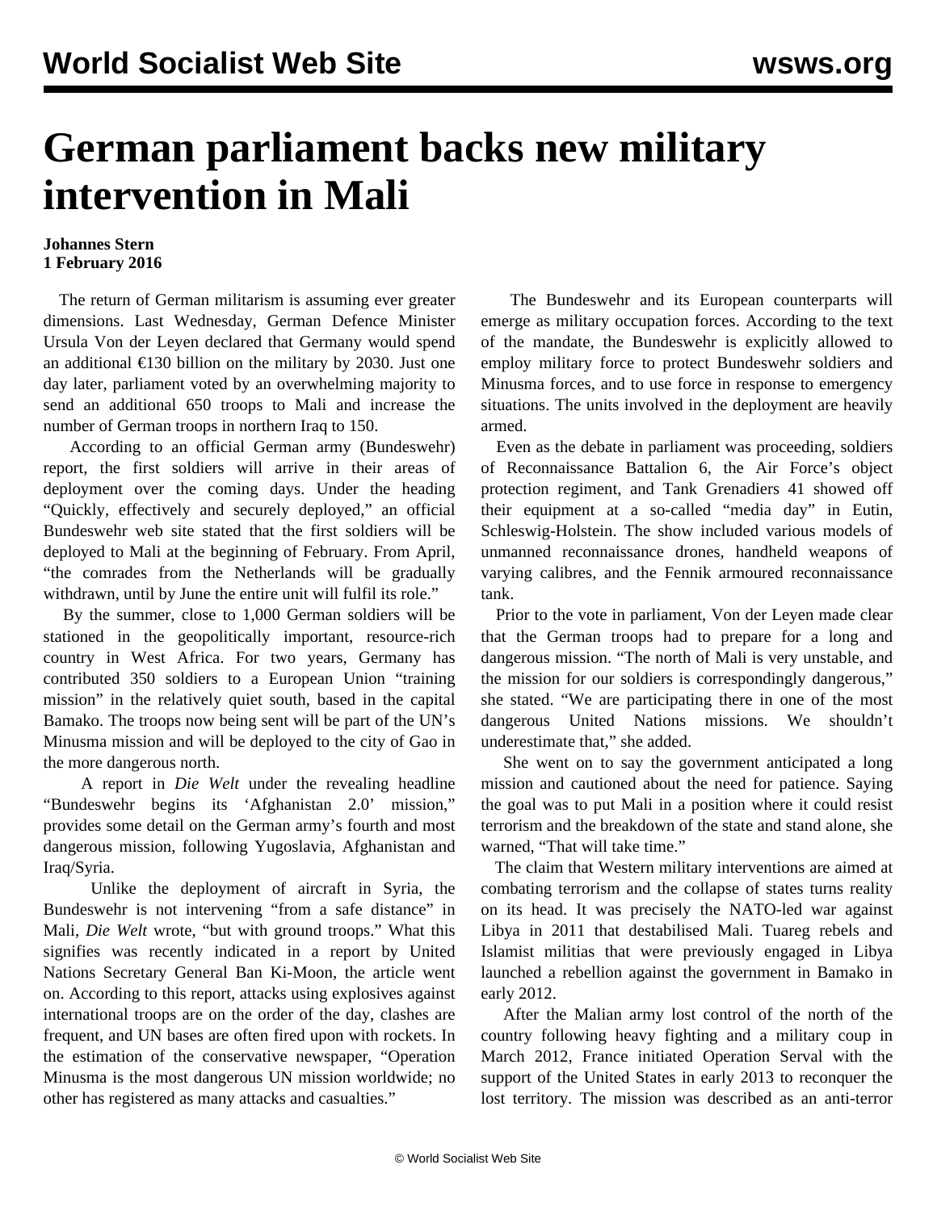# German parliament backs new military intervention in Mali

**Johannes Stern**
**1 February 2016**

The return of German militarism is assuming ever greater dimensions. Last Wednesday, German Defence Minister Ursula Von der Leyen declared that Germany would spend an additional €130 billion on the military by 2030. Just one day later, parliament voted by an overwhelming majority to send an additional 650 troops to Mali and increase the number of German troops in northern Iraq to 150.

According to an official German army (Bundeswehr) report, the first soldiers will arrive in their areas of deployment over the coming days. Under the heading "Quickly, effectively and securely deployed," an official Bundeswehr web site stated that the first soldiers will be deployed to Mali at the beginning of February. From April, "the comrades from the Netherlands will be gradually withdrawn, until by June the entire unit will fulfil its role."

By the summer, close to 1,000 German soldiers will be stationed in the geopolitically important, resource-rich country in West Africa. For two years, Germany has contributed 350 soldiers to a European Union "training mission" in the relatively quiet south, based in the capital Bamako. The troops now being sent will be part of the UN's Minusma mission and will be deployed to the city of Gao in the more dangerous north.

A report in *Die Welt* under the revealing headline "Bundeswehr begins its 'Afghanistan 2.0' mission," provides some detail on the German army's fourth and most dangerous mission, following Yugoslavia, Afghanistan and Iraq/Syria.

Unlike the deployment of aircraft in Syria, the Bundeswehr is not intervening "from a safe distance" in Mali, *Die Welt* wrote, "but with ground troops." What this signifies was recently indicated in a report by United Nations Secretary General Ban Ki-Moon, the article went on. According to this report, attacks using explosives against international troops are on the order of the day, clashes are frequent, and UN bases are often fired upon with rockets. In the estimation of the conservative newspaper, "Operation Minusma is the most dangerous UN mission worldwide; no other has registered as many attacks and casualties."

The Bundeswehr and its European counterparts will emerge as military occupation forces. According to the text of the mandate, the Bundeswehr is explicitly allowed to employ military force to protect Bundeswehr soldiers and Minusma forces, and to use force in response to emergency situations. The units involved in the deployment are heavily armed.

Even as the debate in parliament was proceeding, soldiers of Reconnaissance Battalion 6, the Air Force's object protection regiment, and Tank Grenadiers 41 showed off their equipment at a so-called "media day" in Eutin, Schleswig-Holstein. The show included various models of unmanned reconnaissance drones, handheld weapons of varying calibres, and the Fennik armoured reconnaissance tank.

Prior to the vote in parliament, Von der Leyen made clear that the German troops had to prepare for a long and dangerous mission. "The north of Mali is very unstable, and the mission for our soldiers is correspondingly dangerous," she stated. "We are participating there in one of the most dangerous United Nations missions. We shouldn't underestimate that," she added.

She went on to say the government anticipated a long mission and cautioned about the need for patience. Saying the goal was to put Mali in a position where it could resist terrorism and the breakdown of the state and stand alone, she warned, "That will take time."

The claim that Western military interventions are aimed at combating terrorism and the collapse of states turns reality on its head. It was precisely the NATO-led war against Libya in 2011 that destabilised Mali. Tuareg rebels and Islamist militias that were previously engaged in Libya launched a rebellion against the government in Bamako in early 2012.

After the Malian army lost control of the north of the country following heavy fighting and a military coup in March 2012, France initiated Operation Serval with the support of the United States in early 2013 to reconquer the lost territory. The mission was described as an anti-terror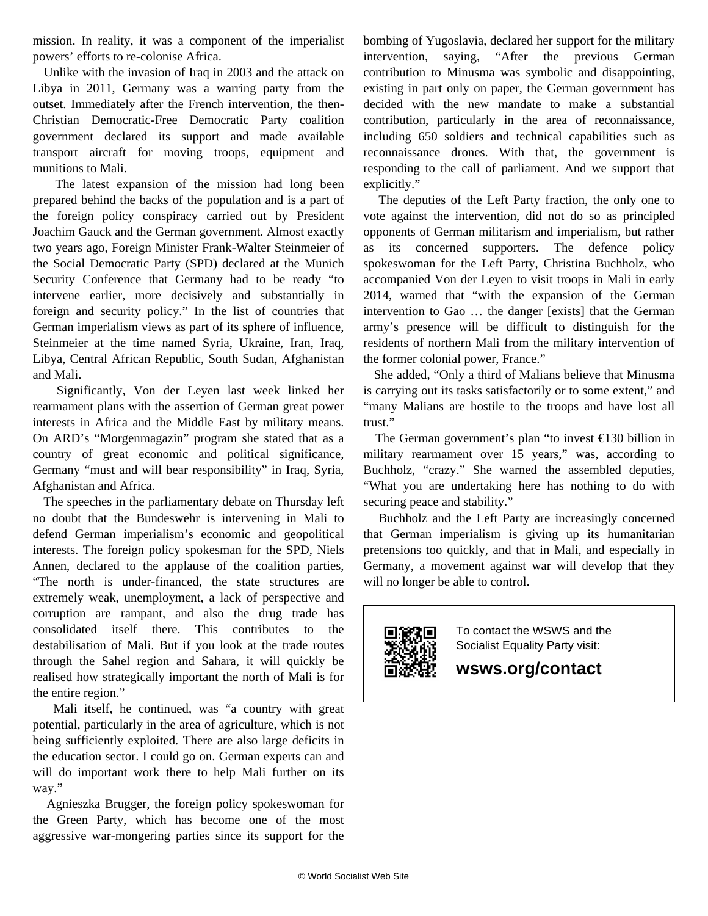mission. In reality, it was a component of the imperialist powers' efforts to re-colonise Africa.

Unlike with the invasion of Iraq in 2003 and the attack on Libya in 2011, Germany was a warring party from the outset. Immediately after the French intervention, the then-Christian Democratic-Free Democratic Party coalition government declared its support and made available transport aircraft for moving troops, equipment and munitions to Mali.

The latest expansion of the mission had long been prepared behind the backs of the population and is a part of the foreign policy conspiracy carried out by President Joachim Gauck and the German government. Almost exactly two years ago, Foreign Minister Frank-Walter Steinmeier of the Social Democratic Party (SPD) declared at the Munich Security Conference that Germany had to be ready "to intervene earlier, more decisively and substantially in foreign and security policy." In the list of countries that German imperialism views as part of its sphere of influence, Steinmeier at the time named Syria, Ukraine, Iran, Iraq, Libya, Central African Republic, South Sudan, Afghanistan and Mali.

Significantly, Von der Leyen last week linked her rearmament plans with the assertion of German great power interests in Africa and the Middle East by military means. On ARD's "Morgenmagazin" program she stated that as a country of great economic and political significance, Germany "must and will bear responsibility" in Iraq, Syria, Afghanistan and Africa.

The speeches in the parliamentary debate on Thursday left no doubt that the Bundeswehr is intervening in Mali to defend German imperialism's economic and geopolitical interests. The foreign policy spokesman for the SPD, Niels Annen, declared to the applause of the coalition parties, "The north is under-financed, the state structures are extremely weak, unemployment, a lack of perspective and corruption are rampant, and also the drug trade has consolidated itself there. This contributes to the destabilisation of Mali. But if you look at the trade routes through the Sahel region and Sahara, it will quickly be realised how strategically important the north of Mali is for the entire region."

Mali itself, he continued, was "a country with great potential, particularly in the area of agriculture, which is not being sufficiently exploited. There are also large deficits in the education sector. I could go on. German experts can and will do important work there to help Mali further on its way."

Agnieszka Brugger, the foreign policy spokeswoman for the Green Party, which has become one of the most aggressive war-mongering parties since its support for the bombing of Yugoslavia, declared her support for the military intervention, saying, "After the previous German contribution to Minusma was symbolic and disappointing, existing in part only on paper, the German government has decided with the new mandate to make a substantial contribution, particularly in the area of reconnaissance, including 650 soldiers and technical capabilities such as reconnaissance drones. With that, the government is responding to the call of parliament. And we support that explicitly."

The deputies of the Left Party fraction, the only one to vote against the intervention, did not do so as principled opponents of German militarism and imperialism, but rather as its concerned supporters. The defence policy spokeswoman for the Left Party, Christina Buchholz, who accompanied Von der Leyen to visit troops in Mali in early 2014, warned that "with the expansion of the German intervention to Gao … the danger [exists] that the German army's presence will be difficult to distinguish for the residents of northern Mali from the military intervention of the former colonial power, France."

She added, "Only a third of Malians believe that Minusma is carrying out its tasks satisfactorily or to some extent," and "many Malians are hostile to the troops and have lost all trust."

The German government's plan "to invest €130 billion in military rearmament over 15 years," was, according to Buchholz, "crazy." She warned the assembled deputies, "What you are undertaking here has nothing to do with securing peace and stability."

Buchholz and the Left Party are increasingly concerned that German imperialism is giving up its humanitarian pretensions too quickly, and that in Mali, and especially in Germany, a movement against war will develop that they will no longer be able to control.

To contact the WSWS and the Socialist Equality Party visit:

**wsws.org/contact**